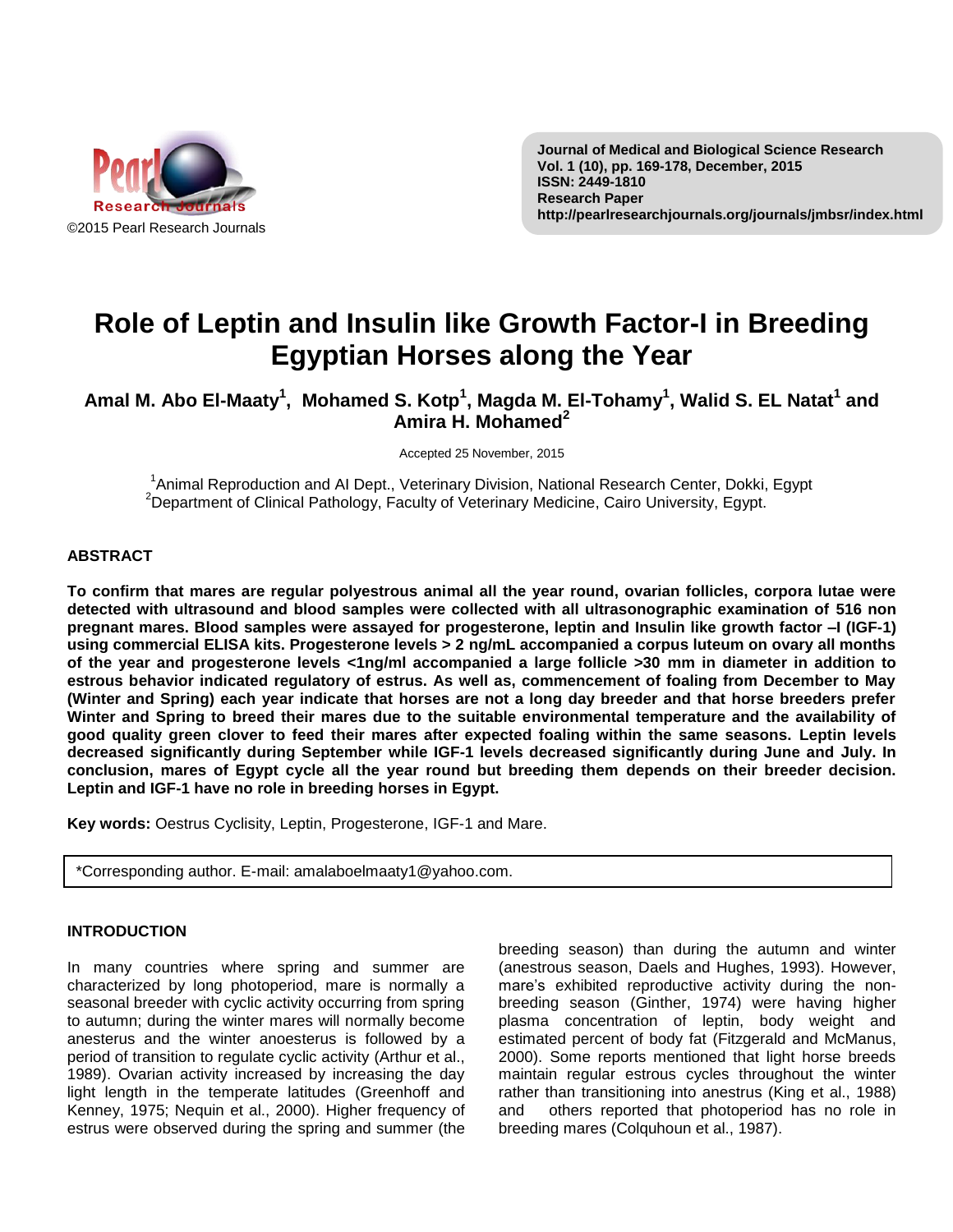©2015 Pearl Research Journals

**Journal of Medical and Biological Science Research**
**Vol. 1 (10), pp. 169-178, December, 2015**
**ISSN: 2449-1810**
**Research Paper**
**http://pearlresearchjournals.org/journals/jmbsr/index.html**

# Role of Leptin and Insulin like Growth Factor-I in Breeding Egyptian Horses along the Year

**Amal M. Abo El-Maaty[1], Mohamed S. Kotp[1], Magda M. El-Tohamy[1], Walid S. EL Natat[1] and Amira H. Mohamed[2]**

Accepted 25 November, 2015

[1]Animal Reproduction and AI Dept., Veterinary Division, National Research Center, Dokki, Egypt
[2]Department of Clinical Pathology, Faculty of Veterinary Medicine, Cairo University, Egypt.

## ABSTRACT

**To confirm that mares are regular polyestrous animal all the year round, ovarian follicles, corpora lutae were detected with ultrasound and blood samples were collected with all ultrasonographic examination of 516 non pregnant mares. Blood samples were assayed for progesterone, leptin and Insulin like growth factor –I (IGF-1) using commercial ELISA kits. Progesterone levels > 2 ng/mL accompanied a corpus luteum on ovary all months of the year and progesterone levels <1ng/ml accompanied a large follicle >30 mm in diameter in addition to estrous behavior indicated regulatory of estrus. As well as, commencement of foaling from December to May (Winter and Spring) each year indicate that horses are not a long day breeder and that horse breeders prefer Winter and Spring to breed their mares due to the suitable environmental temperature and the availability of good quality green clover to feed their mares after expected foaling within the same seasons. Leptin levels decreased significantly during September while IGF-1 levels decreased significantly during June and July. In conclusion, mares of Egypt cycle all the year round but breeding them depends on their breeder decision. Leptin and IGF-1 have no role in breeding horses in Egypt.**

**Key words:** Oestrus Cyclisity, Leptin, Progesterone, IGF-1 and Mare.

*Corresponding author. E-mail: amalaboelmaaty1@yahoo.com.

## INTRODUCTION

In many countries where spring and summer are characterized by long photoperiod, mare is normally a seasonal breeder with cyclic activity occurring from spring to autumn; during the winter mares will normally become anesterus and the winter anoesterus is followed by a period of transition to regulate cyclic activity (Arthur et al., 1989). Ovarian activity increased by increasing the day light length in the temperate latitudes (Greenhoff and Kenney, 1975; Nequin et al., 2000). Higher frequency of estrus were observed during the spring and summer (the breeding season) than during the autumn and winter (anestrous season, Daels and Hughes, 1993). However, mare's exhibited reproductive activity during the non-breeding season (Ginther, 1974) were having higher plasma concentration of leptin, body weight and estimated percent of body fat (Fitzgerald and McManus, 2000). Some reports mentioned that light horse breeds maintain regular estrous cycles throughout the winter rather than transitioning into anestrus (King et al., 1988) and others reported that photoperiod has no role in breeding mares (Colquhoun et al., 1987).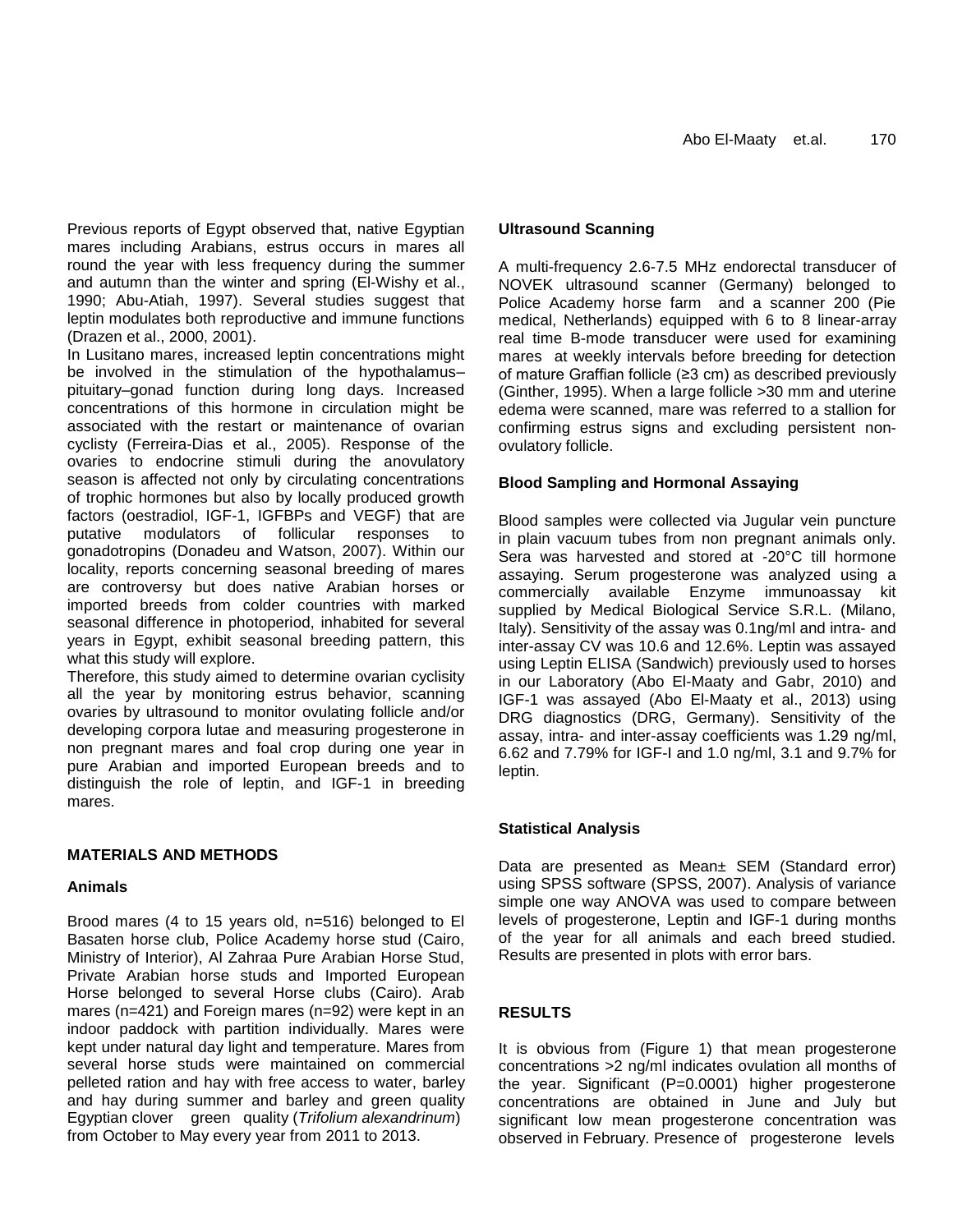Previous reports of Egypt observed that, native Egyptian mares including Arabians, estrus occurs in mares all round the year with less frequency during the summer and autumn than the winter and spring (El-Wishy et al., 1990; Abu-Atiah, 1997). Several studies suggest that leptin modulates both reproductive and immune functions (Drazen et al., 2000, 2001).

In Lusitano mares, increased leptin concentrations might be involved in the stimulation of the hypothalamus–pituitary–gonad function during long days. Increased concentrations of this hormone in circulation might be associated with the restart or maintenance of ovarian cyclisty (Ferreira-Dias et al., 2005). Response of the ovaries to endocrine stimuli during the anovulatory season is affected not only by circulating concentrations of trophic hormones but also by locally produced growth factors (oestradiol, IGF-1, IGFBPs and VEGF) that are putative modulators of follicular responses to gonadotropins (Donadeu and Watson, 2007). Within our locality, reports concerning seasonal breeding of mares are controversy but does native Arabian horses or imported breeds from colder countries with marked seasonal difference in photoperiod, inhabited for several years in Egypt, exhibit seasonal breeding pattern, this what this study will explore.

Therefore, this study aimed to determine ovarian cyclisity all the year by monitoring estrus behavior, scanning ovaries by ultrasound to monitor ovulating follicle and/or developing corpora lutae and measuring progesterone in non pregnant mares and foal crop during one year in pure Arabian and imported European breeds and to distinguish the role of leptin, and IGF-1 in breeding mares.

## MATERIALS AND METHODS

### Animals

Brood mares (4 to 15 years old, n=516) belonged to El Basaten horse club, Police Academy horse stud (Cairo, Ministry of Interior), Al Zahraa Pure Arabian Horse Stud, Private Arabian horse studs and Imported European Horse belonged to several Horse clubs (Cairo). Arab mares (n=421) and Foreign mares (n=92) were kept in an indoor paddock with partition individually. Mares were kept under natural day light and temperature. Mares from several horse studs were maintained on commercial pelleted ration and hay with free access to water, barley and hay during summer and barley and green quality Egyptian clover green quality (*Trifolium alexandrinum*) from October to May every year from 2011 to 2013.

### Ultrasound Scanning

A multi-frequency 2.6-7.5 MHz endorectal transducer of NOVEK ultrasound scanner (Germany) belonged to Police Academy horse farm and a scanner 200 (Pie medical, Netherlands) equipped with 6 to 8 linear-array real time B-mode transducer were used for examining mares at weekly intervals before breeding for detection of mature Graffian follicle (≥3 cm) as described previously (Ginther, 1995). When a large follicle >30 mm and uterine edema were scanned, mare was referred to a stallion for confirming estrus signs and excluding persistent non-ovulatory follicle.

### Blood Sampling and Hormonal Assaying

Blood samples were collected via Jugular vein puncture in plain vacuum tubes from non pregnant animals only. Sera was harvested and stored at -20°C till hormone assaying. Serum progesterone was analyzed using a commercially available Enzyme immunoassay kit supplied by Medical Biological Service S.R.L. (Milano, Italy). Sensitivity of the assay was 0.1ng/ml and intra- and inter-assay CV was 10.6 and 12.6%. Leptin was assayed using Leptin ELISA (Sandwich) previously used to horses in our Laboratory (Abo El-Maaty and Gabr, 2010) and IGF-1 was assayed (Abo El-Maaty et al., 2013) using DRG diagnostics (DRG, Germany). Sensitivity of the assay, intra- and inter-assay coefficients was 1.29 ng/ml, 6.62 and 7.79% for IGF-I and 1.0 ng/ml, 3.1 and 9.7% for leptin.

### Statistical Analysis

Data are presented as Mean± SEM (Standard error) using SPSS software (SPSS, 2007). Analysis of variance simple one way ANOVA was used to compare between levels of progesterone, Leptin and IGF-1 during months of the year for all animals and each breed studied. Results are presented in plots with error bars.

## RESULTS

It is obvious from (Figure 1) that mean progesterone concentrations >2 ng/ml indicates ovulation all months of the year. Significant (P=0.0001) higher progesterone concentrations are obtained in June and July but significant low mean progesterone concentration was observed in February. Presence of progesterone levels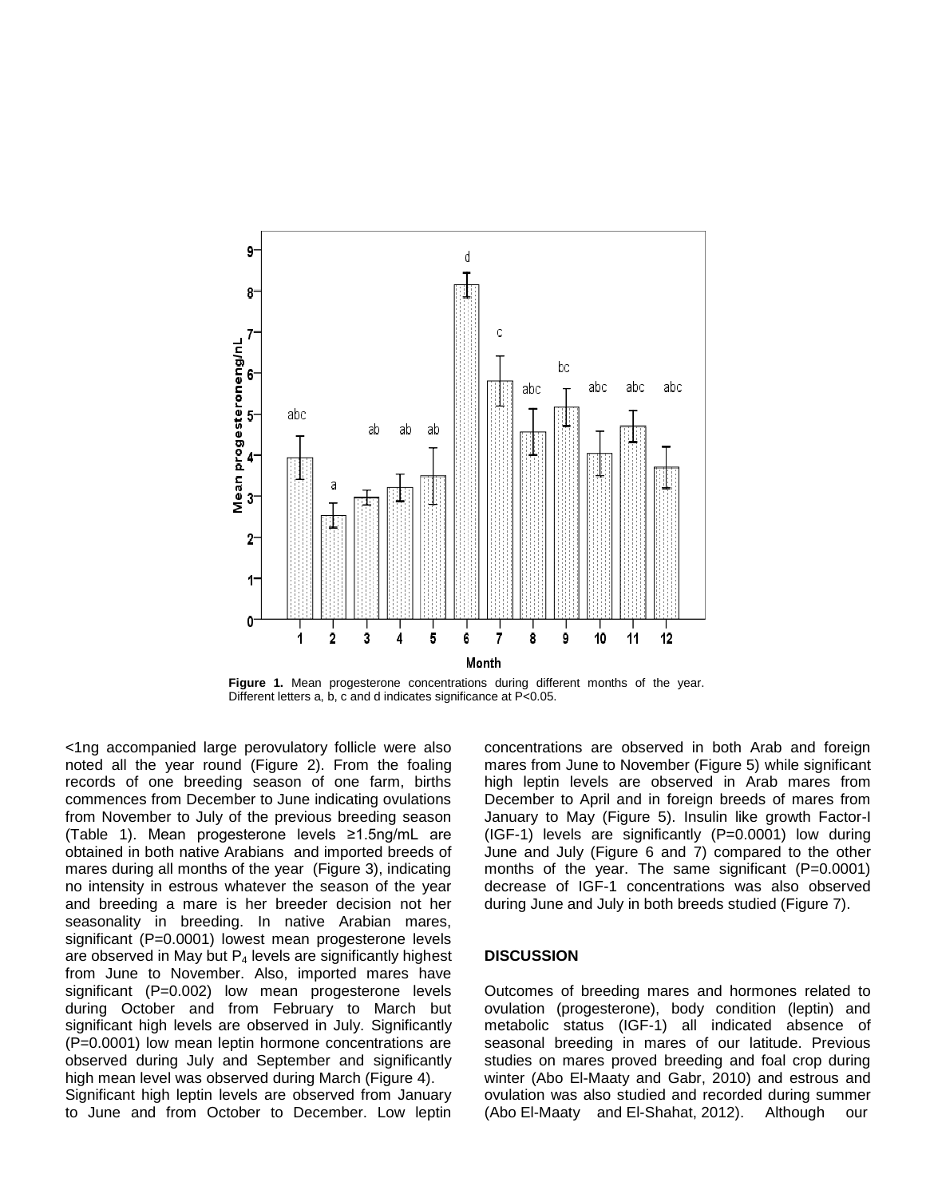Mean progesteroneng/nL

9
8
7
6
5
4
3
2
1
0

abc a ab ab ab d c abc bc abc abc abc

1 2 3 4 5 6 7 8 9 10 11 12

Month

**Figure 1.** Mean progesterone concentrations during different months of the year. Different letters a, b, c and d indicates significance at P<0.05.

<1ng accompanied large perovulatory follicle were also noted all the year round (Figure 2). From the foaling records of one breeding season of one farm, births commences from December to June indicating ovulations from November to July of the previous breeding season (Table 1). Mean progesterone levels ≥1.5ng/mL are obtained in both native Arabians and imported breeds of mares during all months of the year (Figure 3), indicating no intensity in estrous whatever the season of the year and breeding a mare is her breeder decision not her seasonality in breeding. In native Arabian mares, significant (P=0.0001) lowest mean progesterone levels are observed in May but $P_4$ levels are significantly highest from June to November. Also, imported mares have significant (P=0.002) low mean progesterone levels during October and from February to March but significant high levels are observed in July. Significantly (P=0.0001) low mean leptin hormone concentrations are observed during July and September and significantly high mean level was observed during March (Figure 4).
Significant high leptin levels are observed from January to June and from October to December. Low leptin concentrations are observed in both Arab and foreign mares from June to November (Figure 5) while significant high leptin levels are observed in Arab mares from December to April and in foreign breeds of mares from January to May (Figure 5). Insulin like growth Factor-I (IGF-1) levels are significantly (P=0.0001) low during June and July (Figure 6 and 7) compared to the other months of the year. The same significant (P=0.0001) decrease of IGF-1 concentrations was also observed during June and July in both breeds studied (Figure 7).

## DISCUSSION

Outcomes of breeding mares and hormones related to ovulation (progesterone), body condition (leptin) and metabolic status (IGF-1) all indicated absence of seasonal breeding in mares of our latitude. Previous studies on mares proved breeding and foal crop during winter (Abo El-Maaty and Gabr, 2010) and estrous and ovulation was also studied and recorded during summer (Abo El-Maaty and El-Shahat, 2012). Although our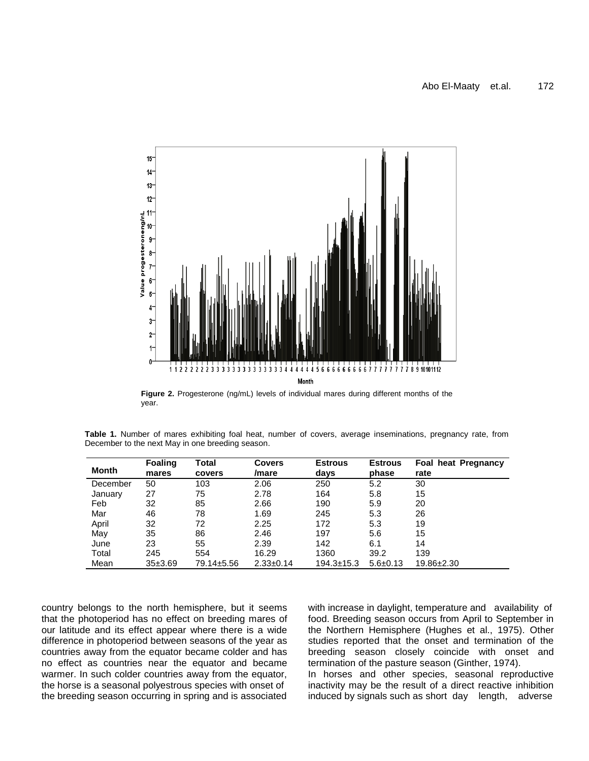15
14
13
12
11
10
9
8
7
6
5
4
3
2
1
0

Value progesteroneng/nL

1 1 2 2 2 2 2 2 2 3 3 3 3 3 3 3 3 3 3 3 3 3 3 4 4 4 4 4 4 5 6 6 6 6 6 6 6 6 6 7 7 7 7 7 7 7 7 8 9 10 10 11 12

Month

**Figure 2.** Progesterone (ng/mL) levels of individual mares during different months of the year.

**Table 1.** Number of mares exhibiting foal heat, number of covers, average inseminations, pregnancy rate, from December to the next May in one breeding season.

| Month | Foaling mares | Total covers | Covers /mare | Estrous days | Estrous phase | Foal heat Pregnancy rate |
|---|---|---|---|---|---|---|
| December | 50 | 103 | 2.06 | 250 | 5.2 | 30 |
| January | 27 | 75 | 2.78 | 164 | 5.8 | 15 |
| Feb | 32 | 85 | 2.66 | 190 | 5.9 | 20 |
| Mar | 46 | 78 | 1.69 | 245 | 5.3 | 26 |
| April | 32 | 72 | 2.25 | 172 | 5.3 | 19 |
| May | 35 | 86 | 2.46 | 197 | 5.6 | 15 |
| June | 23 | 55 | 2.39 | 142 | 6.1 | 14 |
| Total | 245 | 554 | 16.29 | 1360 | 39.2 | 139 |
| Mean | 35±3.69 | 79.14±5.56 | 2.33±0.14 | 194.3±15.3 | 5.6±0.13 | 19.86±2.30 |

country belongs to the north hemisphere, but it seems that the photoperiod has no effect on breeding mares of our latitude and its effect appear where there is a wide difference in photoperiod between seasons of the year as countries away from the equator became colder and has no effect as countries near the equator and became warmer. In such colder countries away from the equator, the horse is a seasonal polyestrous species with onset of the breeding season occurring in spring and is associated with increase in daylight, temperature and availability of food. Breeding season occurs from April to September in the Northern Hemisphere (Hughes et al., 1975). Other studies reported that the onset and termination of the breeding season closely coincide with onset and termination of the pasture season (Ginther, 1974).

In horses and other species, seasonal reproductive inactivity may be the result of a direct reactive inhibition induced by signals such as short day length, adverse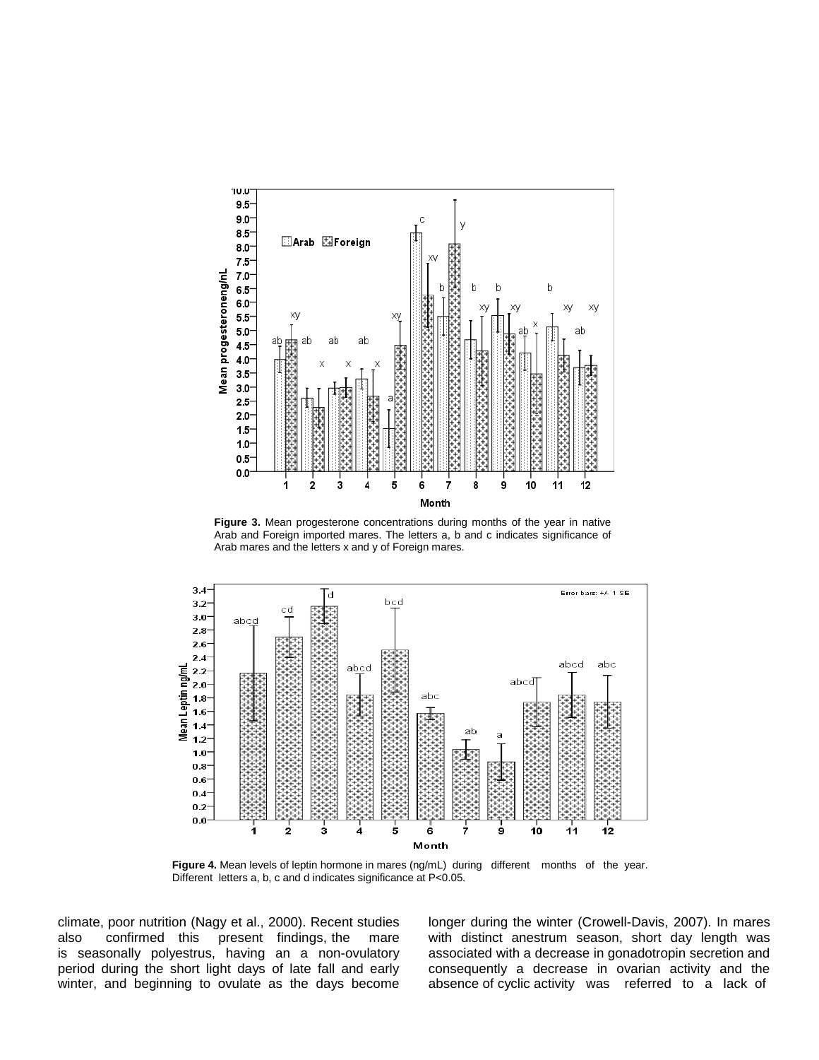Mean progesteroneng/nL

Arab Foreign

10.0
9.5
9.0
8.5
8.0
7.5
7.0
6.5
6.0
5.5
5.0
4.5
4.0
3.5
3.0
2.5
2.0
1.5
1.0
0.5
0.0

ab xy ab x ab x ab x a xy c xy b y b xy b xy ab x b xy ab xy

1 2 3 4 5 6 7 8 9 10 11 12

Month

**Figure 3.** Mean progesterone concentrations during months of the year in native Arab and Foreign imported mares. The letters a, b and c indicates significance of Arab mares and the letters x and y of Foreign mares.

Mean Leptin ng/mL

Error bars: +/- 1 SE

3.4
3.2
3.0
2.8
2.6
2.4
2.2
2.0
1.8
1.6
1.4
1.2
1.0
0.8
0.6
0.4
0.2
0.0

abcd cd d abcd bcd abc ab a abcd abcd abc

1 2 3 4 5 6 7 9 10 11 12

Month

**Figure 4.** Mean levels of leptin hormone in mares (ng/mL) during different months of the year. Different letters a, b, c and d indicates significance at P<0.05.

climate, poor nutrition (Nagy et al., 2000). Recent studies also confirmed this present findings, the mare is seasonally polyestrus, having an a non-ovulatory period during the short light days of late fall and early winter, and beginning to ovulate as the days become longer during the winter (Crowell-Davis, 2007). In mares with distinct anestrum season, short day length was associated with a decrease in gonadotropin secretion and consequently a decrease in ovarian activity and the absence of cyclic activity was referred to a lack of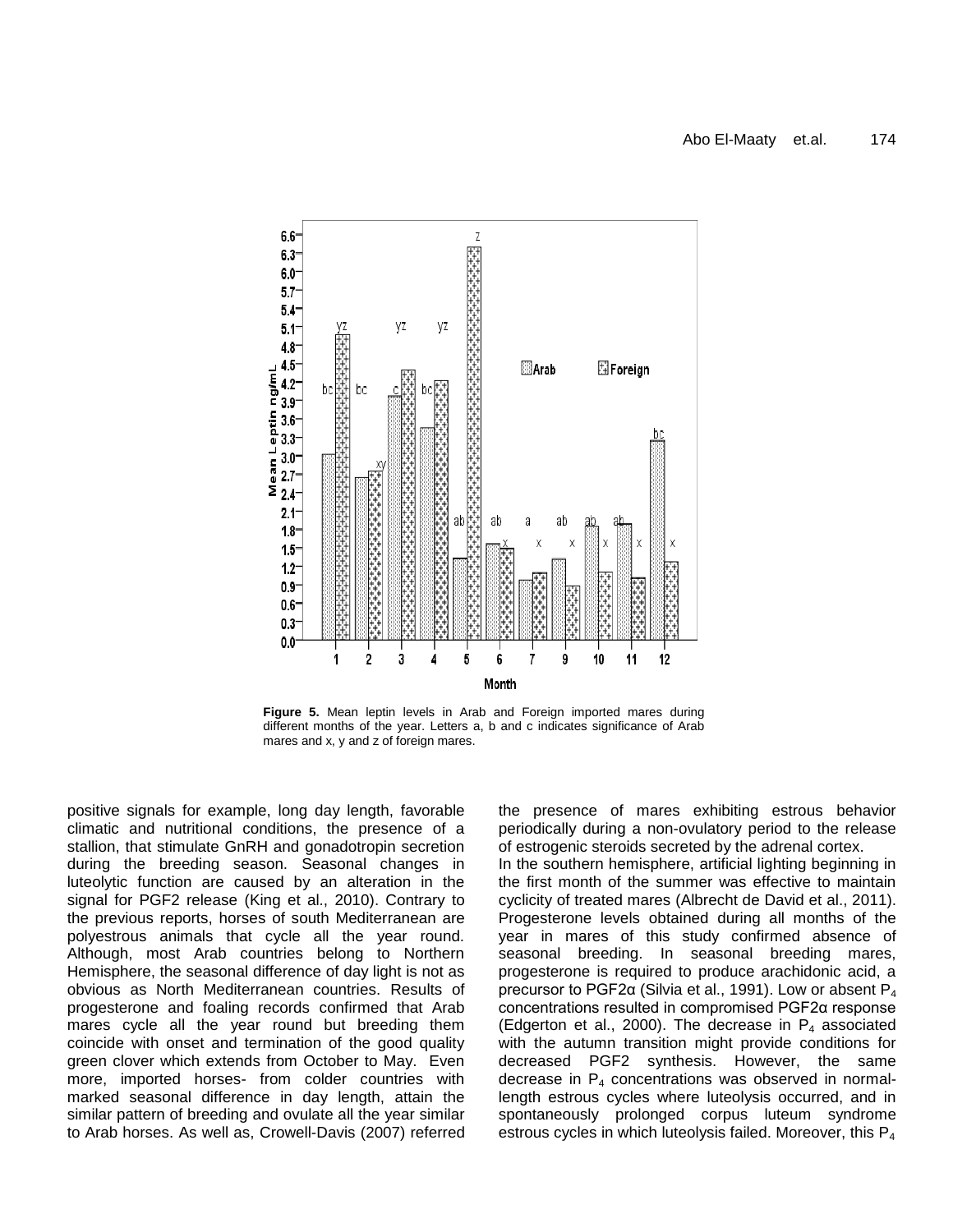6.6
6.3
6.0
5.7
5.4
5.1
4.8
4.5
4.2
3.9
3.6
3.3
3.0
2.7
2.4
2.1
1.8
1.5
1.2
0.9
0.6
0.3
0.0

Mean Leptin ng/mL

bc yz bc xy c yz bc yz ab z ab x a x ab x ab x ab x bc x

Arab Foreign

1 2 3 4 5 6 7 9 10 11 12

Month

**Figure 5.** Mean leptin levels in Arab and Foreign imported mares during different months of the year. Letters a, b and c indicates significance of Arab mares and x, y and z of foreign mares.

positive signals for example, long day length, favorable climatic and nutritional conditions, the presence of a stallion, that stimulate GnRH and gonadotropin secretion during the breeding season. Seasonal changes in luteolytic function are caused by an alteration in the signal for PGF2 release (King et al., 2010). Contrary to the previous reports, horses of south Mediterranean are polyestrous animals that cycle all the year round. Although, most Arab countries belong to Northern Hemisphere, the seasonal difference of day light is not as obvious as North Mediterranean countries. Results of progesterone and foaling records confirmed that Arab mares cycle all the year round but breeding them coincide with onset and termination of the good quality green clover which extends from October to May. Even more, imported horses- from colder countries with marked seasonal difference in day length, attain the similar pattern of breeding and ovulate all the year similar to Arab horses. As well as, Crowell-Davis (2007) referred the presence of mares exhibiting estrous behavior periodically during a non-ovulatory period to the release of estrogenic steroids secreted by the adrenal cortex.

In the southern hemisphere, artificial lighting beginning in the first month of the summer was effective to maintain cyclicity of treated mares (Albrecht de David et al., 2011). Progesterone levels obtained during all months of the year in mares of this study confirmed absence of seasonal breeding. In seasonal breeding mares, progesterone is required to produce arachidonic acid, a precursor to PGF2α (Silvia et al., 1991). Low or absent $P_4$ concentrations resulted in compromised PGF2α response (Edgerton et al., 2000). The decrease in $P_4$ associated with the autumn transition might provide conditions for decreased PGF2 synthesis. However, the same decrease in $P_4$ concentrations was observed in normal-length estrous cycles where luteolysis occurred, and in spontaneously prolonged corpus luteum syndrome estrous cycles in which luteolysis failed. Moreover, this $P_4$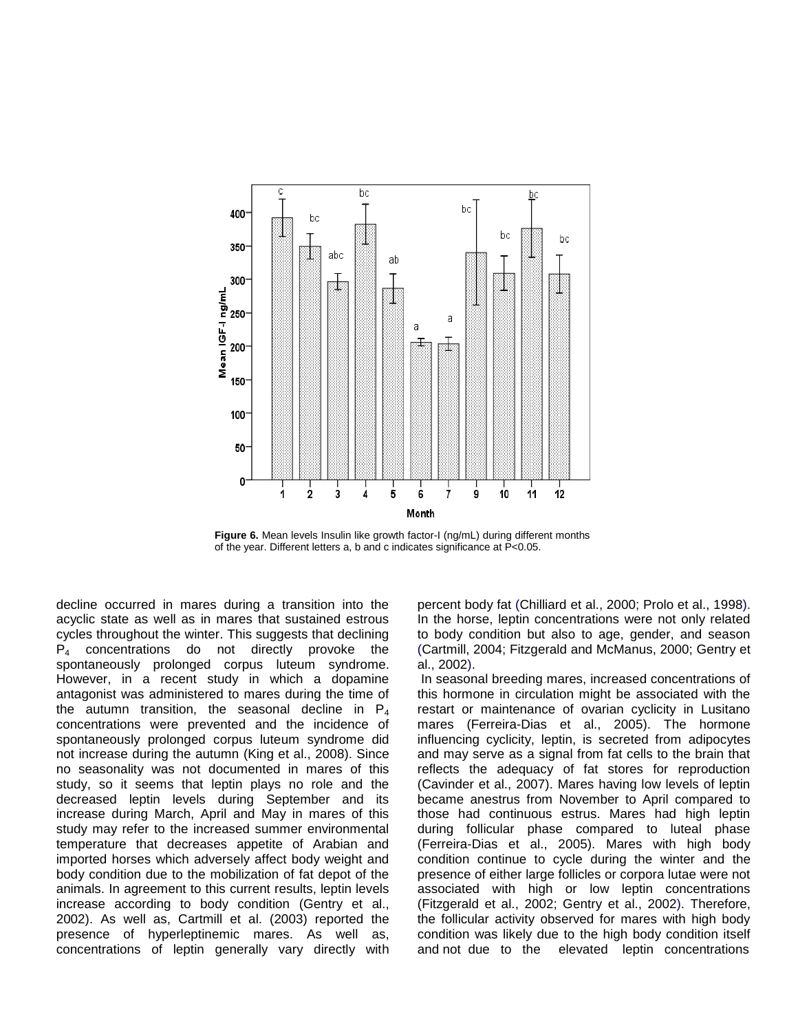Mean IGF-I ng/mL

0
50
100
150
200
250
300
350
400

c
bc
abc
bc
ab
a
a
bc
bc
bc
bc

1 2 3 4 5 6 7 9 10 11 12

Month

**Figure 6.** Mean levels Insulin like growth factor-I (ng/mL) during different months of the year. Different letters a, b and c indicates significance at P<0.05.

decline occurred in mares during a transition into the acyclic state as well as in mares that sustained estrous cycles throughout the winter. This suggests that declining $P_4$ concentrations do not directly provoke the spontaneously prolonged corpus luteum syndrome. However, in a recent study in which a dopamine antagonist was administered to mares during the time of the autumn transition, the seasonal decline in $P_4$ concentrations were prevented and the incidence of spontaneously prolonged corpus luteum syndrome did not increase during the autumn (King et al., 2008). Since no seasonality was not documented in mares of this study, so it seems that leptin plays no role and the decreased leptin levels during September and its increase during March, April and May in mares of this study may refer to the increased summer environmental temperature that decreases appetite of Arabian and imported horses which adversely affect body weight and body condition due to the mobilization of fat depot of the animals. In agreement to this current results, leptin levels increase according to body condition (Gentry et al., 2002). As well as, Cartmill et al. (2003) reported the presence of hyperleptinemic mares. As well as, concentrations of leptin generally vary directly with percent body fat (Chilliard et al., 2000; Prolo et al., 1998). In the horse, leptin concentrations were not only related to body condition but also to age, gender, and season (Cartmill, 2004; Fitzgerald and McManus, 2000; Gentry et al., 2002).

In seasonal breeding mares, increased concentrations of this hormone in circulation might be associated with the restart or maintenance of ovarian cyclicity in Lusitano mares (Ferreira-Dias et al., 2005). The hormone influencing cyclicity, leptin, is secreted from adipocytes and may serve as a signal from fat cells to the brain that reflects the adequacy of fat stores for reproduction (Cavinder et al., 2007). Mares having low levels of leptin became anestrus from November to April compared to those had continuous estrus. Mares had high leptin during follicular phase compared to luteal phase (Ferreira-Dias et al., 2005). Mares with high body condition continue to cycle during the winter and the presence of either large follicles or corpora lutae were not associated with high or low leptin concentrations (Fitzgerald et al., 2002; Gentry et al., 2002). Therefore, the follicular activity observed for mares with high body condition was likely due to the high body condition itself and not due to the elevated leptin concentrations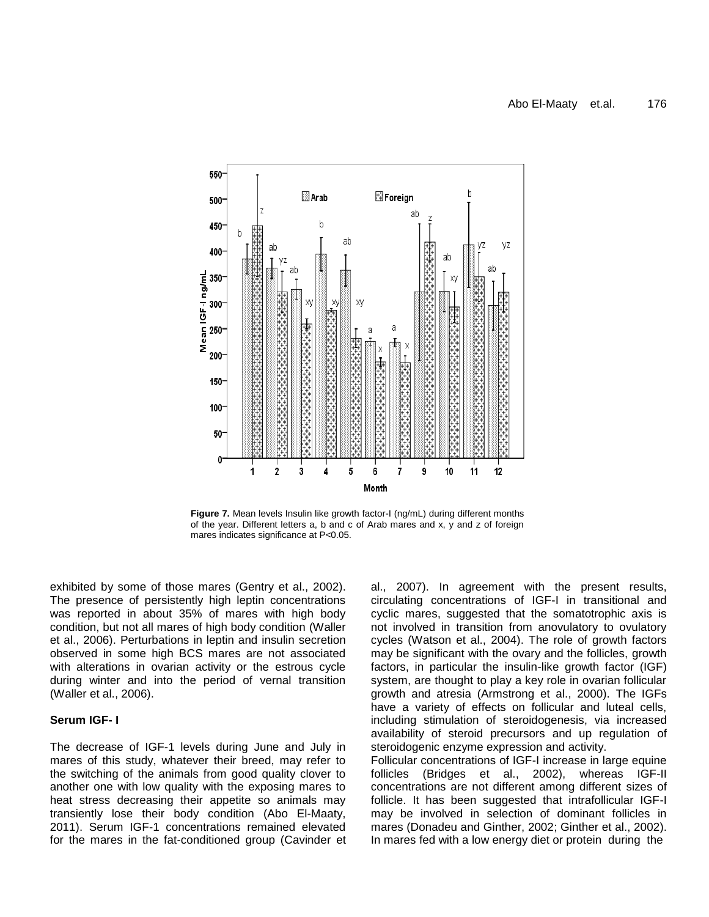550
500
450
400
350
300
250
200
150
100
50
0

Mean IGF-I ng/mL

Arab
Foreign

b z ab yz ab xy b xy ab xy a x a x ab z ab xy b yz ab yz

1 2 3 4 5 6 7 9 10 11 12

Month

**Figure 7.** Mean levels Insulin like growth factor-I (ng/mL) during different months of the year. Different letters a, b and c of Arab mares and x, y and z of foreign mares indicates significance at P<0.05.

exhibited by some of those mares (Gentry et al., 2002). The presence of persistently high leptin concentrations was reported in about 35% of mares with high body condition, but not all mares of high body condition (Waller et al., 2006). Perturbations in leptin and insulin secretion observed in some high BCS mares are not associated with alterations in ovarian activity or the estrous cycle during winter and into the period of vernal transition (Waller et al., 2006).

### Serum IGF- I

The decrease of IGF-1 levels during June and July in mares of this study, whatever their breed, may refer to the switching of the animals from good quality clover to another one with low quality with the exposing mares to heat stress decreasing their appetite so animals may transiently lose their body condition (Abo El-Maaty, 2011). Serum IGF-1 concentrations remained elevated for the mares in the fat-conditioned group (Cavinder et al., 2007). In agreement with the present results, circulating concentrations of IGF-I in transitional and cyclic mares, suggested that the somatotrophic axis is not involved in transition from anovulatory to ovulatory cycles (Watson et al., 2004). The role of growth factors may be significant with the ovary and the follicles, growth factors, in particular the insulin-like growth factor (IGF) system, are thought to play a key role in ovarian follicular growth and atresia (Armstrong et al., 2000). The IGFs have a variety of effects on follicular and luteal cells, including stimulation of steroidogenesis, via increased availability of steroid precursors and up regulation of steroidogenic enzyme expression and activity.

Follicular concentrations of IGF-I increase in large equine follicles (Bridges et al., 2002), whereas IGF-II concentrations are not different among different sizes of follicle. It has been suggested that intrafollicular IGF-I may be involved in selection of dominant follicles in mares (Donadeu and Ginther, 2002; Ginther et al., 2002). In mares fed with a low energy diet or protein during the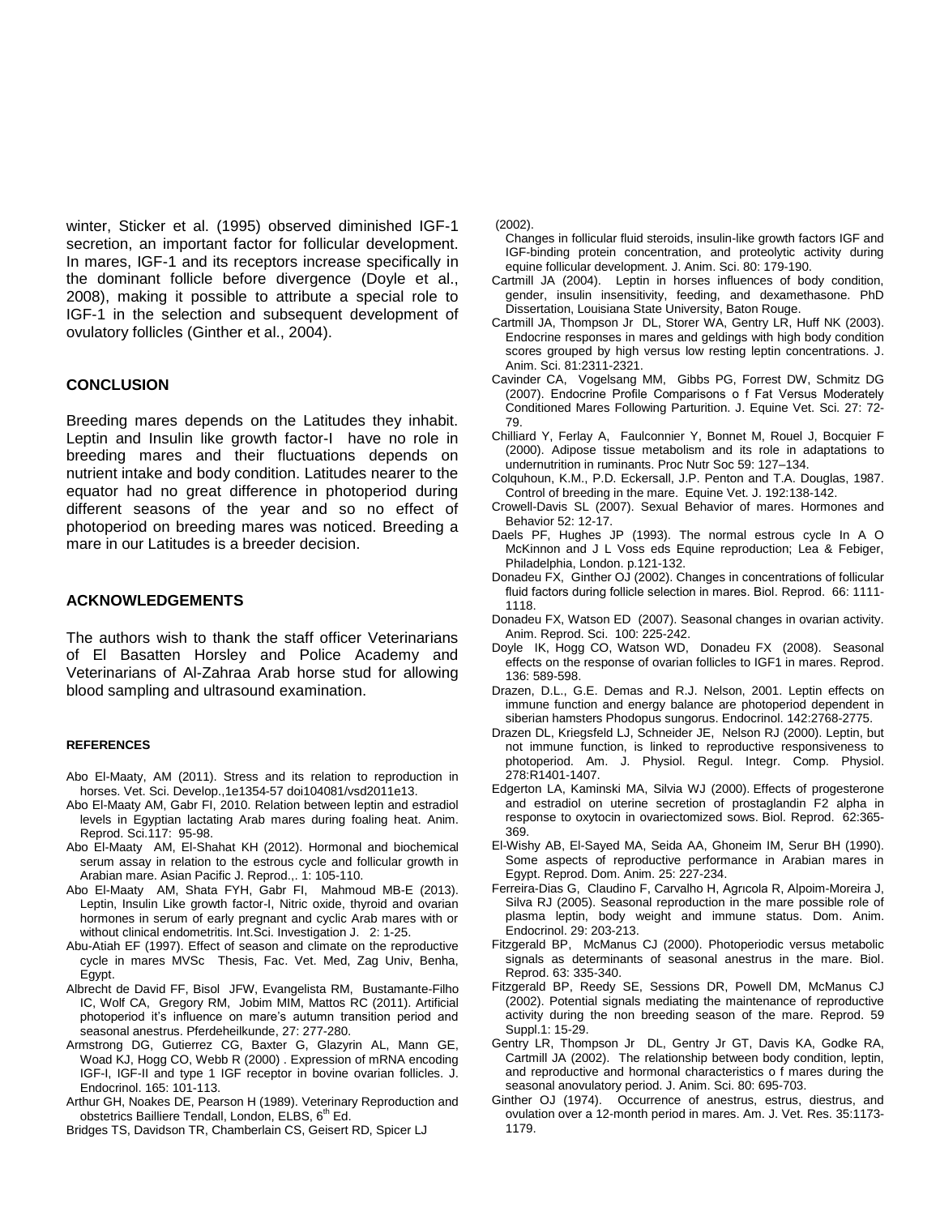winter, Sticker et al. (1995) observed diminished IGF-1 secretion, an important factor for follicular development. In mares, IGF-1 and its receptors increase specifically in the dominant follicle before divergence (Doyle et al., 2008), making it possible to attribute a special role to IGF-1 in the selection and subsequent development of ovulatory follicles (Ginther et al., 2004).

## CONCLUSION

Breeding mares depends on the Latitudes they inhabit. Leptin and Insulin like growth factor-I have no role in breeding mares and their fluctuations depends on nutrient intake and body condition. Latitudes nearer to the equator had no great difference in photoperiod during different seasons of the year and so no effect of photoperiod on breeding mares was noticed. Breeding a mare in our Latitudes is a breeder decision.

## ACKNOWLEDGEMENTS

The authors wish to thank the staff officer Veterinarians of El Basatten Horsley and Police Academy and Veterinarians of Al-Zahraa Arab horse stud for allowing blood sampling and ultrasound examination.

## REFERENCES

Abo El-Maaty, AM (2011). Stress and its relation to reproduction in horses. Vet. Sci. Develop.,1e1354-57 doi104081/vsd2011e13.

Abo El-Maaty AM, Gabr FI, 2010. Relation between leptin and estradiol levels in Egyptian lactating Arab mares during foaling heat. Anim. Reprod. Sci.117: 95-98.

Abo El-Maaty AM, El-Shahat KH (2012). Hormonal and biochemical serum assay in relation to the estrous cycle and follicular growth in Arabian mare. Asian Pacific J. Reprod.,. 1: 105-110.

Abo El-Maaty AM, Shata FYH, Gabr FI, Mahmoud MB-E (2013). Leptin, Insulin Like growth factor-I, Nitric oxide, thyroid and ovarian hormones in serum of early pregnant and cyclic Arab mares with or without clinical endometritis. Int.Sci. Investigation J. 2: 1-25.

Abu-Atiah EF (1997). Effect of season and climate on the reproductive cycle in mares MVSc Thesis, Fac. Vet. Med, Zag Univ, Benha, Egypt.

Albrecht de David FF, Bisol JFW, Evangelista RM, Bustamante-Filho IC, Wolf CA, Gregory RM, Jobim MIM, Mattos RC (2011). Artificial photoperiod it's influence on mare's autumn transition period and seasonal anestrus. Pferdeheilkunde, 27: 277-280.

Armstrong DG, Gutierrez CG, Baxter G, Glazyrin AL, Mann GE, Woad KJ, Hogg CO, Webb R (2000) . Expression of mRNA encoding IGF-I, IGF-II and type 1 IGF receptor in bovine ovarian follicles. J. Endocrinol. 165: 101-113.

Arthur GH, Noakes DE, Pearson H (1989). Veterinary Reproduction and obstetrics Bailliere Tendall, London, ELBS, 6th Ed.

Bridges TS, Davidson TR, Chamberlain CS, Geisert RD, Spicer LJ (2002). Changes in follicular fluid steroids, insulin-like growth factors IGF and IGF-binding protein concentration, and proteolytic activity during equine follicular development. J. Anim. Sci. 80: 179-190.

Cartmill JA (2004). Leptin in horses influences of body condition, gender, insulin insensitivity, feeding, and dexamethasone. PhD Dissertation, Louisiana State University, Baton Rouge.

Cartmill JA, Thompson Jr DL, Storer WA, Gentry LR, Huff NK (2003). Endocrine responses in mares and geldings with high body condition scores grouped by high versus low resting leptin concentrations. J. Anim. Sci. 81:2311-2321.

Cavinder CA, Vogelsang MM, Gibbs PG, Forrest DW, Schmitz DG (2007). Endocrine Profile Comparisons o f Fat Versus Moderately Conditioned Mares Following Parturition. J. Equine Vet. Sci. 27: 72-79.

Chilliard Y, Ferlay A, Faulconnier Y, Bonnet M, Rouel J, Bocquier F (2000). Adipose tissue metabolism and its role in adaptations to undernutrition in ruminants. Proc Nutr Soc 59: 127–134.

Colquhoun, K.M., P.D. Eckersall, J.P. Penton and T.A. Douglas, 1987. Control of breeding in the mare. Equine Vet. J. 192:138-142.

Crowell-Davis SL (2007). Sexual Behavior of mares. Hormones and Behavior 52: 12-17.

Daels PF, Hughes JP (1993). The normal estrous cycle In A O McKinnon and J L Voss eds Equine reproduction; Lea & Febiger, Philadelphia, London. p.121-132.

Donadeu FX, Ginther OJ (2002). Changes in concentrations of follicular fluid factors during follicle selection in mares. Biol. Reprod. 66: 1111-1118.

Donadeu FX, Watson ED (2007). Seasonal changes in ovarian activity. Anim. Reprod. Sci. 100: 225-242.

Doyle IK, Hogg CO, Watson WD, Donadeu FX (2008). Seasonal effects on the response of ovarian follicles to IGF1 in mares. Reprod. 136: 589-598.

Drazen, D.L., G.E. Demas and R.J. Nelson, 2001. Leptin effects on immune function and energy balance are photoperiod dependent in siberian hamsters Phodopus sungorus. Endocrinol. 142:2768-2775.

Drazen DL, Kriegsfeld LJ, Schneider JE, Nelson RJ (2000). Leptin, but not immune function, is linked to reproductive responsiveness to photoperiod. Am. J. Physiol. Regul. Integr. Comp. Physiol. 278:R1401-1407.

Edgerton LA, Kaminski MA, Silvia WJ (2000). Effects of progesterone and estradiol on uterine secretion of prostaglandin F2 alpha in response to oxytocin in ovariectomized sows. Biol. Reprod. 62:365-369.

El-Wishy AB, El-Sayed MA, Seida AA, Ghoneim IM, Serur BH (1990). Some aspects of reproductive performance in Arabian mares in Egypt. Reprod. Dom. Anim. 25: 227-234.

Ferreira-Dias G, Claudino F, Carvalho H, Agrıcola R, Alpoim-Moreira J, Silva RJ (2005). Seasonal reproduction in the mare possible role of plasma leptin, body weight and immune status. Dom. Anim. Endocrinol. 29: 203-213.

Fitzgerald BP, McManus CJ (2000). Photoperiodic versus metabolic signals as determinants of seasonal anestrus in the mare. Biol. Reprod. 63: 335-340.

Fitzgerald BP, Reedy SE, Sessions DR, Powell DM, McManus CJ (2002). Potential signals mediating the maintenance of reproductive activity during the non breeding season of the mare. Reprod. 59 Suppl.1: 15-29.

Gentry LR, Thompson Jr DL, Gentry Jr GT, Davis KA, Godke RA, Cartmill JA (2002). The relationship between body condition, leptin, and reproductive and hormonal characteristics o f mares during the seasonal anovulatory period. J. Anim. Sci. 80: 695-703.

Ginther OJ (1974). Occurrence of anestrus, estrus, diestrus, and ovulation over a 12-month period in mares. Am. J. Vet. Res. 35:1173-1179.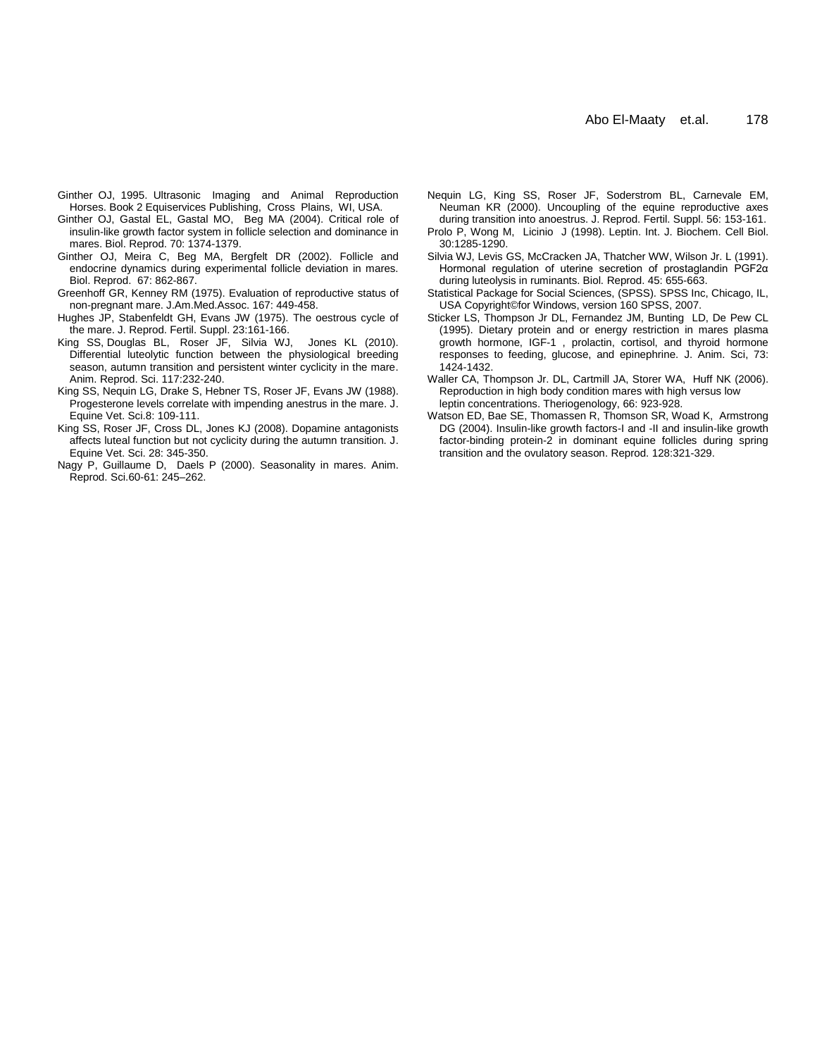Ginther OJ, 1995. Ultrasonic Imaging and Animal Reproduction Horses. Book 2 Equiservices Publishing, Cross Plains, WI, USA.

Ginther OJ, Gastal EL, Gastal MO, Beg MA (2004). Critical role of insulin-like growth factor system in follicle selection and dominance in mares. Biol. Reprod. 70: 1374-1379.

Ginther OJ, Meira C, Beg MA, Bergfelt DR (2002). Follicle and endocrine dynamics during experimental follicle deviation in mares. Biol. Reprod. 67: 862-867.

Greenhoff GR, Kenney RM (1975). Evaluation of reproductive status of non-pregnant mare. J.Am.Med.Assoc. 167: 449-458.

Hughes JP, Stabenfeldt GH, Evans JW (1975). The oestrous cycle of the mare. J. Reprod. Fertil. Suppl. 23:161-166.

King SS, Douglas BL, Roser JF, Silvia WJ, Jones KL (2010). Differential luteolytic function between the physiological breeding season, autumn transition and persistent winter cyclicity in the mare. Anim. Reprod. Sci. 117:232-240.

King SS, Nequin LG, Drake S, Hebner TS, Roser JF, Evans JW (1988). Progesterone levels correlate with impending anestrus in the mare. J. Equine Vet. Sci.8: 109-111.

King SS, Roser JF, Cross DL, Jones KJ (2008). Dopamine antagonists affects luteal function but not cyclicity during the autumn transition. J. Equine Vet. Sci. 28: 345-350.

Nagy P, Guillaume D, Daels P (2000). Seasonality in mares. Anim. Reprod. Sci.60-61: 245–262.

Nequin LG, King SS, Roser JF, Soderstrom BL, Carnevale EM, Neuman KR (2000). Uncoupling of the equine reproductive axes during transition into anoestrus. J. Reprod. Fertil. Suppl. 56: 153-161.

Prolo P, Wong M, Licinio J (1998). Leptin. Int. J. Biochem. Cell Biol. 30:1285-1290.

Silvia WJ, Levis GS, McCracken JA, Thatcher WW, Wilson Jr. L (1991). Hormonal regulation of uterine secretion of prostaglandin PGF2α during luteolysis in ruminants. Biol. Reprod. 45: 655-663.

Statistical Package for Social Sciences, (SPSS). SPSS Inc, Chicago, IL, USA Copyright©for Windows, version 160 SPSS, 2007.

Sticker LS, Thompson Jr DL, Fernandez JM, Bunting LD, De Pew CL (1995). Dietary protein and or energy restriction in mares plasma growth hormone, IGF-1 , prolactin, cortisol, and thyroid hormone responses to feeding, glucose, and epinephrine. J. Anim. Sci, 73: 1424-1432.

Waller CA, Thompson Jr. DL, Cartmill JA, Storer WA, Huff NK (2006). Reproduction in high body condition mares with high versus low leptin concentrations. Theriogenology, 66: 923-928.

Watson ED, Bae SE, Thomassen R, Thomson SR, Woad K, Armstrong DG (2004). Insulin-like growth factors-I and -II and insulin-like growth factor-binding protein-2 in dominant equine follicles during spring transition and the ovulatory season. Reprod. 128:321-329.